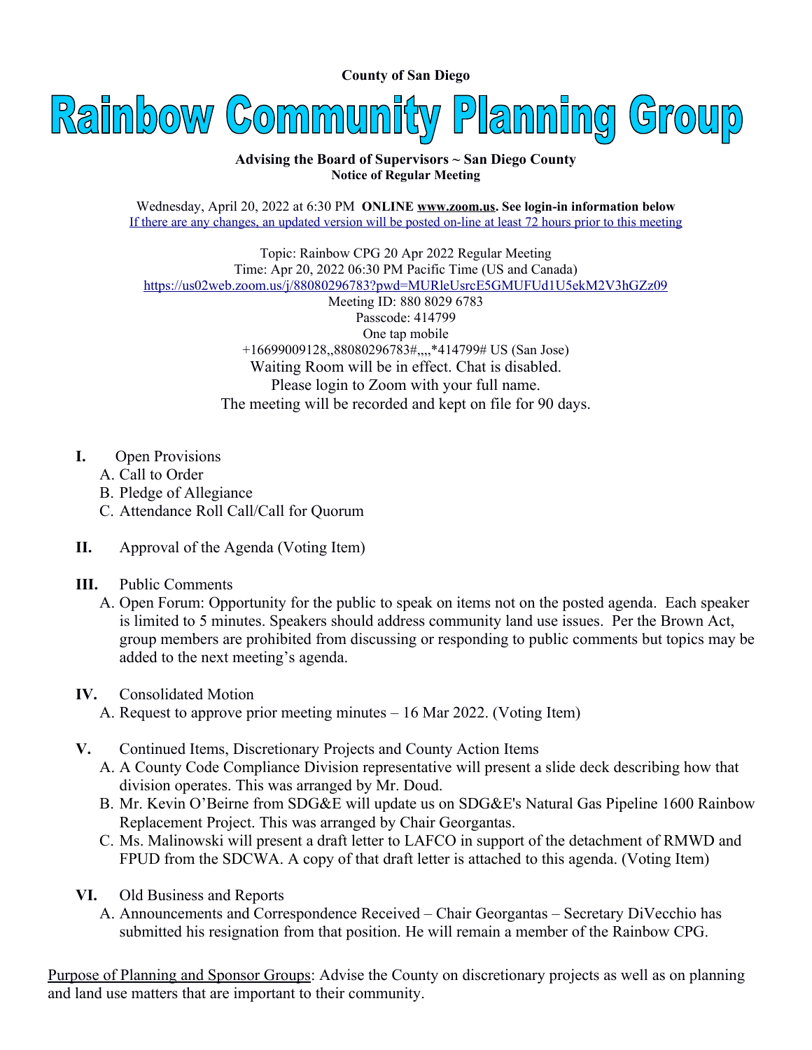**County of San Diego**

# Rainbow Community Planning Group

**Advising the Board of Supervisors ~ San Diego County**
**Notice of Regular Meeting**

Wednesday, April 20, 2022 at 6:30 PM **ONLINE www.zoom.us. See login-in information below**
If there are any changes, an updated version will be posted on-line at least 72 hours prior to this meeting

Topic: Rainbow CPG 20 Apr 2022 Regular Meeting
Time: Apr 20, 2022 06:30 PM Pacific Time (US and Canada)
https://us02web.zoom.us/j/88080296783?pwd=MURleUsrcE5GMUFUd1U5ekM2V3hGZz09
Meeting ID: 880 8029 6783
Passcode: 414799
One tap mobile
+16699009128,,88080296783#,,,,*414799# US (San Jose)
Waiting Room will be in effect. Chat is disabled.
Please login to Zoom with your full name.
The meeting will be recorded and kept on file for 90 days.

**I.** Open Provisions
  A. Call to Order
  B. Pledge of Allegiance
  C. Attendance Roll Call/Call for Quorum

**II.** Approval of the Agenda (Voting Item)

**III.** Public Comments
  A. Open Forum: Opportunity for the public to speak on items not on the posted agenda. Each speaker is limited to 5 minutes. Speakers should address community land use issues. Per the Brown Act, group members are prohibited from discussing or responding to public comments but topics may be added to the next meeting's agenda.

**IV.** Consolidated Motion
  A. Request to approve prior meeting minutes – 16 Mar 2022. (Voting Item)

**V.** Continued Items, Discretionary Projects and County Action Items
  A. A County Code Compliance Division representative will present a slide deck describing how that division operates. This was arranged by Mr. Doud.
  B. Mr. Kevin O'Beirne from SDG&E will update us on SDG&E's Natural Gas Pipeline 1600 Rainbow Replacement Project. This was arranged by Chair Georgantas.
  C. Ms. Malinowski will present a draft letter to LAFCO in support of the detachment of RMWD and FPUD from the SDCWA. A copy of that draft letter is attached to this agenda. (Voting Item)

**VI.** Old Business and Reports
  A. Announcements and Correspondence Received – Chair Georgantas – Secretary DiVecchio has submitted his resignation from that position. He will remain a member of the Rainbow CPG.

Purpose of Planning and Sponsor Groups: Advise the County on discretionary projects as well as on planning and land use matters that are important to their community.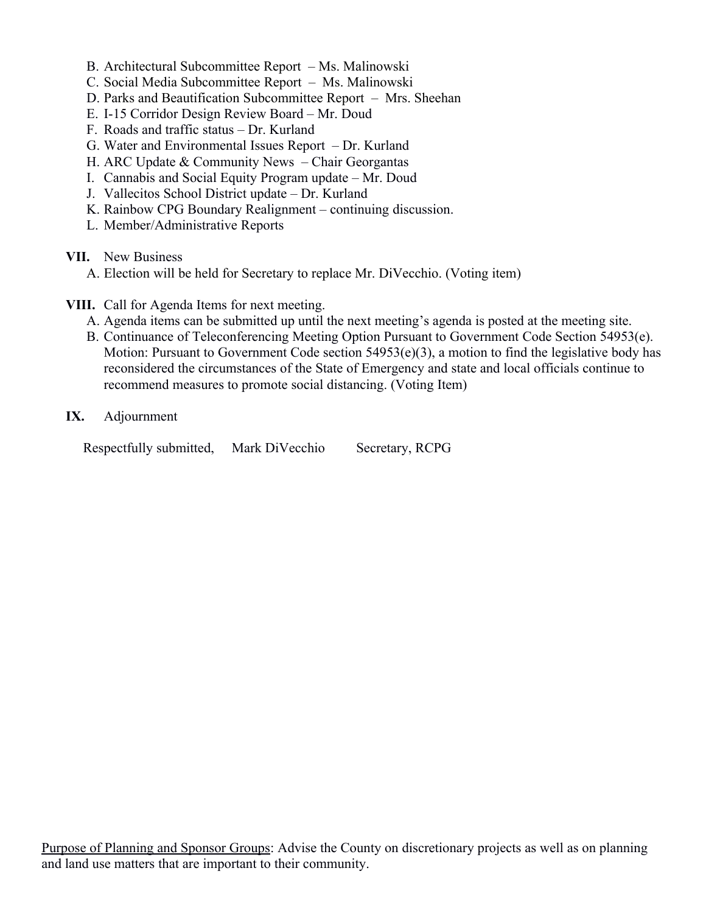B. Architectural Subcommittee Report – Ms. Malinowski
C. Social Media Subcommittee Report – Ms. Malinowski
D. Parks and Beautification Subcommittee Report – Mrs. Sheehan
E. I-15 Corridor Design Review Board – Mr. Doud
F. Roads and traffic status – Dr. Kurland
G. Water and Environmental Issues Report – Dr. Kurland
H. ARC Update & Community News – Chair Georgantas
I. Cannabis and Social Equity Program update – Mr. Doud
J. Vallecitos School District update – Dr. Kurland
K. Rainbow CPG Boundary Realignment – continuing discussion.
L. Member/Administrative Reports

**VII.** New Business

A. Election will be held for Secretary to replace Mr. DiVecchio. (Voting item)

**VIII.** Call for Agenda Items for next meeting.

A. Agenda items can be submitted up until the next meeting's agenda is posted at the meeting site.
B. Continuance of Teleconferencing Meeting Option Pursuant to Government Code Section 54953(e). Motion: Pursuant to Government Code section 54953(e)(3), a motion to find the legislative body has reconsidered the circumstances of the State of Emergency and state and local officials continue to recommend measures to promote social distancing. (Voting Item)

**IX.** Adjournment

Respectfully submitted, Mark DiVecchio Secretary, RCPG

<u>Purpose of Planning and Sponsor Groups</u>: Advise the County on discretionary projects as well as on planning and land use matters that are important to their community.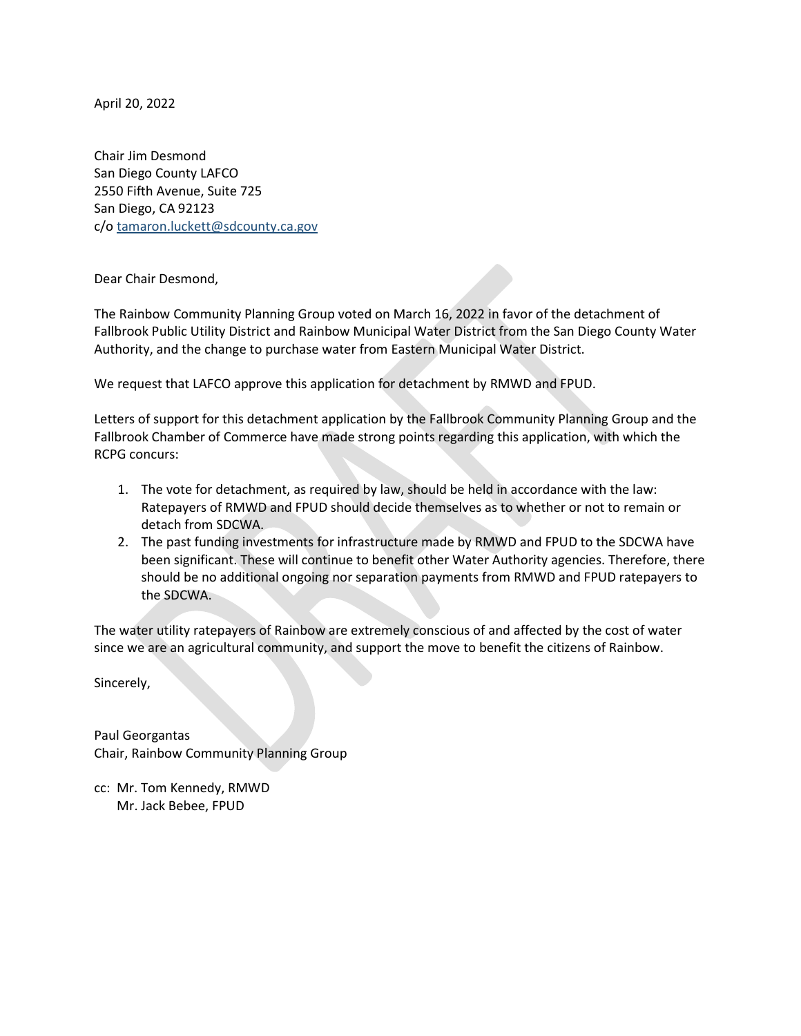April 20, 2022

Chair Jim Desmond
San Diego County LAFCO
2550 Fifth Avenue, Suite 725
San Diego, CA 92123
c/o tamaron.luckett@sdcounty.ca.gov

Dear Chair Desmond,

The Rainbow Community Planning Group voted on March 16, 2022 in favor of the detachment of Fallbrook Public Utility District and Rainbow Municipal Water District from the San Diego County Water Authority, and the change to purchase water from Eastern Municipal Water District.

We request that LAFCO approve this application for detachment by RMWD and FPUD.

Letters of support for this detachment application by the Fallbrook Community Planning Group and the Fallbrook Chamber of Commerce have made strong points regarding this application, with which the RCPG concurs:

1. The vote for detachment, as required by law, should be held in accordance with the law: Ratepayers of RMWD and FPUD should decide themselves as to whether or not to remain or detach from SDCWA.
2. The past funding investments for infrastructure made by RMWD and FPUD to the SDCWA have been significant. These will continue to benefit other Water Authority agencies. Therefore, there should be no additional ongoing nor separation payments from RMWD and FPUD ratepayers to the SDCWA.

The water utility ratepayers of Rainbow are extremely conscious of and affected by the cost of water since we are an agricultural community, and support the move to benefit the citizens of Rainbow.

Sincerely,

Paul Georgantas
Chair, Rainbow Community Planning Group

cc: Mr. Tom Kennedy, RMWD
Mr. Jack Bebee, FPUD

DRAFT